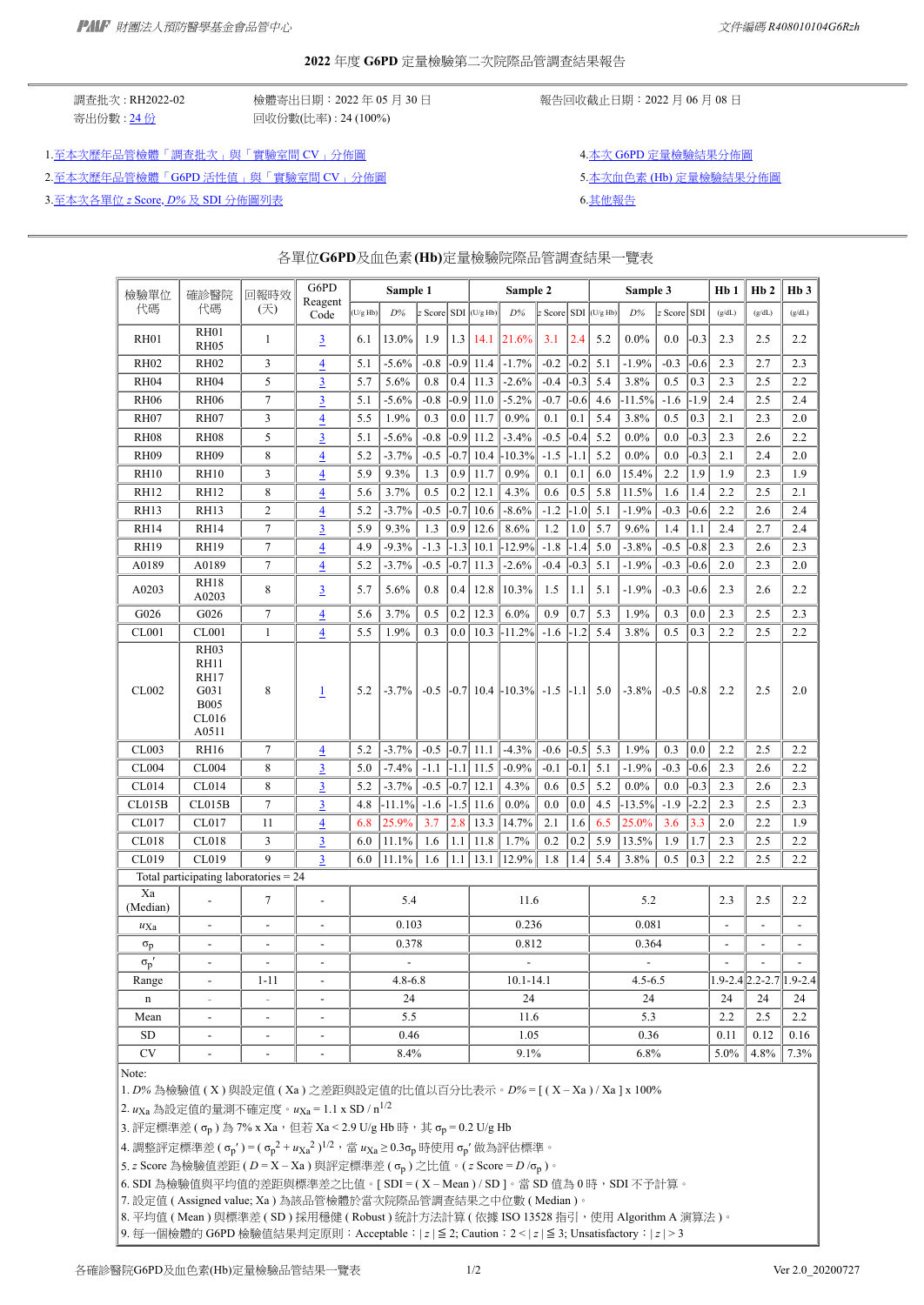## 2022 年度 G6PD 定量檢驗第二次院際品管調查結果報告

調查批次 : RH2022-02　　檢體寄出日期：2022 年 05 月 30 日　　報告回收截止日期：2022 年 06 月 08 日

寄出份數 : 24 份　　回收份數(比率) : 24 (100%)

1. 至本次歷年品管檢體「調查批次」與「實驗室間 CV」分佈圖
2. 至本次歷年品管檢體「G6PD 活性值」與「實驗室間 CV」分佈圖
3. 至本次各單位 *z* Score, *D%* 及 SDI 分佈圖列表
4. 本次 G6PD 定量檢驗結果分佈圖
5. 本次血色素 (Hb) 定量檢驗結果分佈圖
6. 其他報告

### 各單位G6PD及血色素(Hb)定量檢驗院際品管調查結果一覽表

| 檢驗單位代碼 | 確診醫院代碼 | 回報時效(天) | G6PD Reagent Code | Sample 1 | | | | Sample 2 | | | | Sample 3 | | | | Hb 1 | Hb 2 | Hb 3 |
|---|---|---|---|---|---|---|---|---|---|---|---|---|---|---|---|---|---|---|
| | | | | (U/g Hb) | *D%* | *z* Score | SDI | (U/g Hb) | *D%* | *z* Score | SDI | (U/g Hb) | *D%* | *z* Score | SDI | (g/dL) | (g/dL) | (g/dL) |
| RH01 | RH01 RH05 | 1 | 3 | 6.1 | 13.0% | 1.9 | 1.3 | 14.1 | 21.6% | 3.1 | 2.4 | 5.2 | 0.0% | 0.0 | -0.3 | 2.3 | 2.5 | 2.2 |
| RH02 | RH02 | 3 | 4 | 5.1 | -5.6% | -0.8 | -0.9 | 11.4 | -1.7% | -0.2 | -0.2 | 5.1 | -1.9% | -0.3 | -0.6 | 2.3 | 2.7 | 2.3 |
| RH04 | RH04 | 5 | 3 | 5.7 | 5.6% | 0.8 | 0.4 | 11.3 | -2.6% | -0.4 | -0.3 | 5.4 | 3.8% | 0.5 | 0.3 | 2.3 | 2.5 | 2.2 |
| RH06 | RH06 | 7 | 3 | 5.1 | -5.6% | -0.8 | -0.9 | 11.0 | -5.2% | -0.7 | -0.6 | 4.6 | -11.5% | -1.6 | -1.9 | 2.4 | 2.5 | 2.4 |
| RH07 | RH07 | 3 | 4 | 5.5 | 1.9% | 0.3 | 0.0 | 11.7 | 0.9% | 0.1 | 0.1 | 5.4 | 3.8% | 0.5 | 0.3 | 2.1 | 2.3 | 2.0 |
| RH08 | RH08 | 5 | 3 | 5.1 | -5.6% | -0.8 | -0.9 | 11.2 | -3.4% | -0.5 | -0.4 | 5.2 | 0.0% | 0.0 | -0.3 | 2.3 | 2.6 | 2.2 |
| RH09 | RH09 | 8 | 4 | 5.2 | -3.7% | -0.5 | -0.7 | 10.4 | -10.3% | -1.5 | -1.1 | 5.2 | 0.0% | 0.0 | -0.3 | 2.1 | 2.4 | 2.0 |
| RH10 | RH10 | 3 | 4 | 5.9 | 9.3% | 1.3 | 0.9 | 11.7 | 0.9% | 0.1 | 0.1 | 6.0 | 15.4% | 2.2 | 1.9 | 1.9 | 2.3 | 1.9 |
| RH12 | RH12 | 8 | 4 | 5.6 | 3.7% | 0.5 | 0.2 | 12.1 | 4.3% | 0.6 | 0.5 | 5.8 | 11.5% | 1.6 | 1.4 | 2.2 | 2.5 | 2.1 |
| RH13 | RH13 | 2 | 4 | 5.2 | -3.7% | -0.5 | -0.7 | 10.6 | -8.6% | -1.2 | -1.0 | 5.1 | -1.9% | -0.3 | -0.6 | 2.2 | 2.6 | 2.4 |
| RH14 | RH14 | 7 | 3 | 5.9 | 9.3% | 1.3 | 0.9 | 12.6 | 8.6% | 1.2 | 1.0 | 5.7 | 9.6% | 1.4 | 1.1 | 2.4 | 2.7 | 2.4 |
| RH19 | RH19 | 7 | 4 | 4.9 | -9.3% | -1.3 | -1.3 | 10.1 | -12.9% | -1.8 | -1.4 | 5.0 | -3.8% | -0.5 | -0.8 | 2.3 | 2.6 | 2.3 |
| A0189 | A0189 | 7 | 4 | 5.2 | -3.7% | -0.5 | -0.7 | 11.3 | -2.6% | -0.4 | -0.3 | 5.1 | -1.9% | -0.3 | -0.6 | 2.0 | 2.3 | 2.0 |
| A0203 | RH18 A0203 | 8 | 3 | 5.7 | 5.6% | 0.8 | 0.4 | 12.8 | 10.3% | 1.5 | 1.1 | 5.1 | -1.9% | -0.3 | -0.6 | 2.3 | 2.6 | 2.2 |
| G026 | G026 | 7 | 4 | 5.6 | 3.7% | 0.5 | 0.2 | 12.3 | 6.0% | 0.9 | 0.7 | 5.3 | 1.9% | 0.3 | 0.0 | 2.3 | 2.5 | 2.3 |
| CL001 | CL001 | 1 | 4 | 5.5 | 1.9% | 0.3 | 0.0 | 10.3 | -11.2% | -1.6 | -1.2 | 5.4 | 3.8% | 0.5 | 0.3 | 2.2 | 2.5 | 2.2 |
| CL002 | RH03 RH11 RH17 G031 B005 CL016 A0511 | 8 | 1 | 5.2 | -3.7% | -0.5 | -0.7 | 10.4 | -10.3% | -1.5 | -1.1 | 5.0 | -3.8% | -0.5 | -0.8 | 2.2 | 2.5 | 2.0 |
| CL003 | RH16 | 7 | 4 | 5.2 | -3.7% | -0.5 | -0.7 | 11.1 | -4.3% | -0.6 | -0.5 | 5.3 | 1.9% | 0.3 | 0.0 | 2.2 | 2.5 | 2.2 |
| CL004 | CL004 | 8 | 3 | 5.0 | -7.4% | -1.1 | -1.1 | 11.5 | -0.9% | -0.1 | -0.1 | 5.1 | -1.9% | -0.3 | -0.6 | 2.3 | 2.6 | 2.2 |
| CL014 | CL014 | 8 | 3 | 5.2 | -3.7% | -0.5 | -0.7 | 12.1 | 4.3% | 0.6 | 0.5 | 5.2 | 0.0% | 0.0 | -0.3 | 2.3 | 2.6 | 2.3 |
| CL015B | CL015B | 7 | 3 | 4.8 | -11.1% | -1.6 | -1.5 | 11.6 | 0.0% | 0.0 | 0.0 | 4.5 | -13.5% | -1.9 | -2.2 | 2.3 | 2.5 | 2.3 |
| CL017 | CL017 | 11 | 4 | 6.8 | 25.9% | 3.7 | 2.8 | 13.3 | 14.7% | 2.1 | 1.6 | 6.5 | 25.0% | 3.6 | 3.3 | 2.0 | 2.2 | 1.9 |
| CL018 | CL018 | 3 | 3 | 6.0 | 11.1% | 1.6 | 1.1 | 11.8 | 1.7% | 0.2 | 0.2 | 5.9 | 13.5% | 1.9 | 1.7 | 2.3 | 2.5 | 2.2 |
| CL019 | CL019 | 9 | 3 | 6.0 | 11.1% | 1.6 | 1.1 | 13.1 | 12.9% | 1.8 | 1.4 | 5.4 | 3.8% | 0.5 | 0.3 | 2.2 | 2.5 | 2.2 |
| Total participating laboratories = 24 | | | | | | | | | | | | | | | | | | |
| Xa (Median) | - | 7 | - | 5.4 | | | | 11.6 | | | | 5.2 | | | | 2.3 | 2.5 | 2.2 |
| $u_{Xa}$ | - | - | - | 0.103 | | | | 0.236 | | | | 0.081 | | | | - | - | - |
| $\sigma_p$ | - | - | - | 0.378 | | | | 0.812 | | | | 0.364 | | | | - | - | - |
| $\sigma_p'$ | - | - | - | - | | | | - | | | | - | | | | - | - | - |
| Range | - | 1-11 | - | 4.8-6.8 | | | | 10.1-14.1 | | | | 4.5-6.5 | | | | 1.9-2.4 | 2.2-2.7 | 1.9-2.4 |
| n | - | - | - | 24 | | | | 24 | | | | 24 | | | | 24 | 24 | 24 |
| Mean | - | - | - | 5.5 | | | | 11.6 | | | | 5.3 | | | | 2.2 | 2.5 | 2.2 |
| SD | - | - | - | 0.46 | | | | 1.05 | | | | 0.36 | | | | 0.11 | 0.12 | 0.16 |
| CV | - | - | - | 8.4% | | | | 9.1% | | | | 6.8% | | | | 5.0% | 4.8% | 7.3% |

Note:

1. *D%* 為檢驗值 ( X ) 與設定值 ( Xa ) 之差距與設定值的比值以百分比表示。$D\% = [ ( X – Xa ) / Xa ] \times 100\%$
2. $u_{Xa}$ 為設定值的量測不確定度。$u_{Xa} = 1.1 \times SD / n^{1/2}$
3. 評定標準差 ( $\sigma_p$ ) 為 7% x Xa，但若 Xa < 2.9 U/g Hb 時，其 $\sigma_p$ = 0.2 U/g Hb
4. 調整評定標準差 ( $\sigma_p'$ ) = ( $\sigma_p^2 + u_{Xa}^2$ )$^{1/2}$，當 $u_{Xa} \geq 0.3\sigma_p$ 時使用 $\sigma_p'$ 做為評估標準。
5. *z* Score 為檢驗值差距 ( $D = X – Xa$ ) 與評定標準差 ( $\sigma_p$ ) 之比值。( *z* Score = $D / \sigma_p$ )。
6. SDI 為檢驗值與平均值的差距與標準差之比值。[ SDI = ( X – Mean ) / SD ]。當 SD 值為 0 時，SDI 不予計算。
7. 設定值 ( Assigned value; Xa ) 為該品管檢體於當次院際品管調查結果之中位數 ( Median )。
8. 平均值 ( Mean ) 與標準差 ( SD ) 採用穩健 ( Robust ) 統計方法計算 ( 依據 ISO 13528 指引，使用 Algorithm A 演算法 )。
9. 每一個檢體的 G6PD 檢驗值結果判定原則：Acceptable：| *z* | ≦ 2; Caution：2 < | *z* | ≦ 3; Unsatisfactory：| *z* | > 3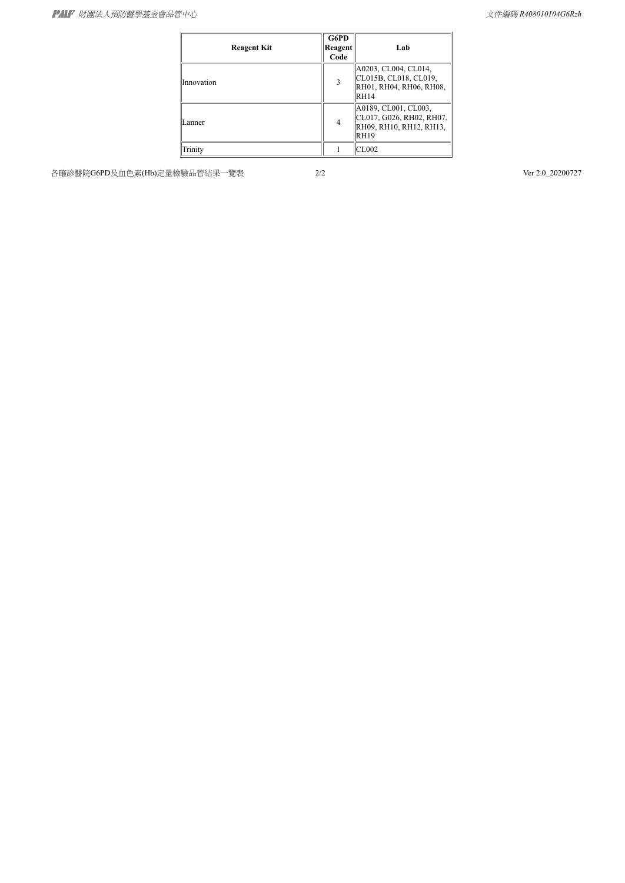| Reagent Kit | G6PD Reagent Code | Lab |
|---|---|---|
| Innovation | 3 | A0203, CL004, CL014, CL015B, CL018, CL019, RH01, RH04, RH06, RH08, RH14 |
| Lanner | 4 | A0189, CL001, CL003, CL017, G026, RH02, RH07, RH09, RH10, RH12, RH13, RH19 |
| Trinity | 1 | CL002 |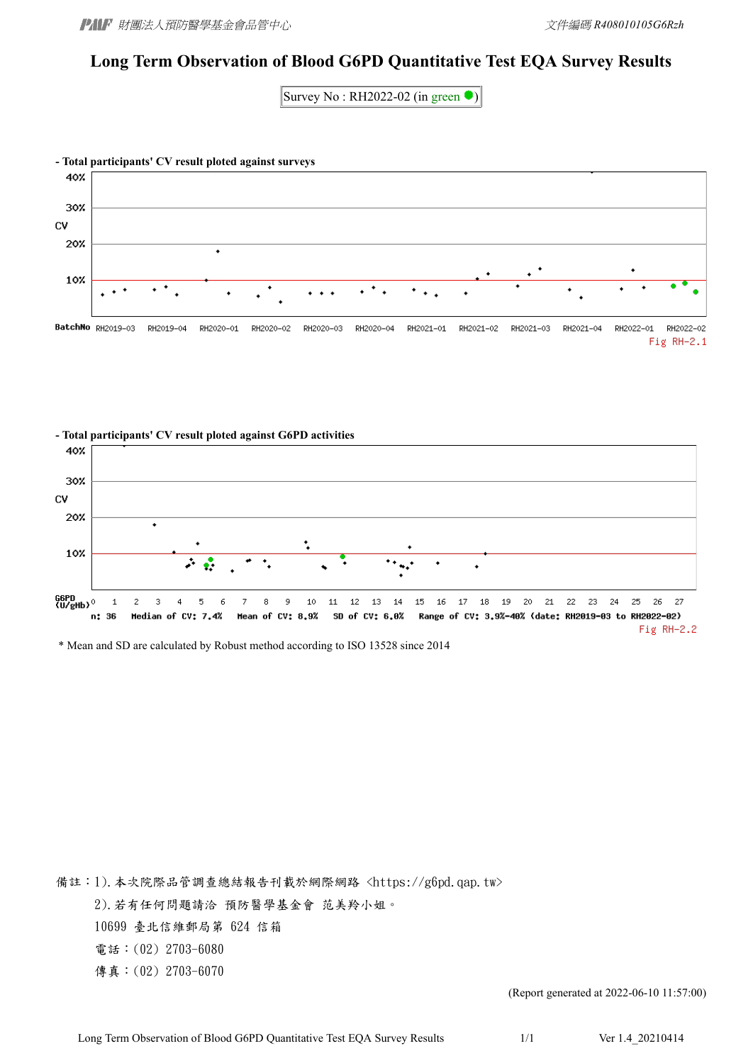# Long Term Observation of Blood G6PD Quantitative Test EQA Survey Results

Survey No : RH2022-02 (in green ●)

**- Total participants' CV result ploted against surveys**

Fig RH-2.1

**- Total participants' CV result ploted against G6PD activities**

n: 36 Median of CV: 7.4% Mean of CV: 8.9% SD of CV: 6.0% Range of CV: 3.9%-40% (date: RH2019-03 to RH2022-02)

Fig RH-2.2

\* Mean and SD are calculated by Robust method according to ISO 13528 since 2014

備註：1). 本次院際品管調查總結報告刊載於網際網路 <https://g6pd.qap.tw>

2). 若有任何問題請洽 預防醫學基金會 范美羚小姐。

10699 臺北信維郵局第 624 信箱

電話：(02) 2703-6080

傳真：(02) 2703-6070

(Report generated at 2022-06-10 11:57:00)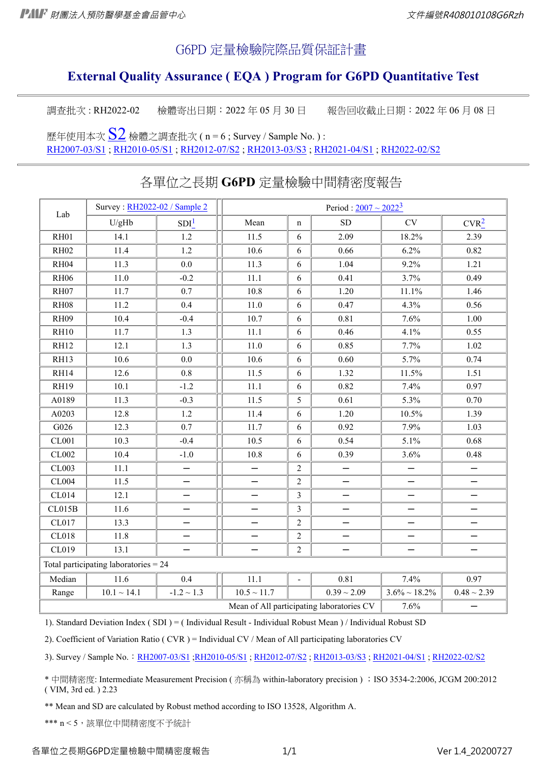# G6PD 定量檢驗院際品質保証計畫

## External Quality Assurance ( EQA ) Program for G6PD Quantitative Test

調查批次 : RH2022-02　　檢體寄出日期：2022 年 05 月 30 日　　報告回收截止日期：2022 年 06 月 08 日

歷年使用本次 S2 檢體之調查批次 ( n = 6 ; Survey / Sample No. ) :
RH2007-03/S1 ; RH2010-05/S1 ; RH2012-07/S2 ; RH2013-03/S3 ; RH2021-04/S1 ; RH2022-02/S2

## 各單位之長期 **G6PD** 定量檢驗中間精密度報告

| Lab | Survey : RH2022-02 / Sample 2 | | Period : 2007 ~ 2022[3] | | | | |
|---|---|---|---|---|---|---|---|
| | U/gHb | SDI[1] | Mean | n | SD | CV | CVR[2] |
| RH01 | 14.1 | 1.2 | 11.5 | 6 | 2.09 | 18.2% | 2.39 |
| RH02 | 11.4 | 1.2 | 10.6 | 6 | 0.66 | 6.2% | 0.82 |
| RH04 | 11.3 | 0.0 | 11.3 | 6 | 1.04 | 9.2% | 1.21 |
| RH06 | 11.0 | -0.2 | 11.1 | 6 | 0.41 | 3.7% | 0.49 |
| RH07 | 11.7 | 0.7 | 10.8 | 6 | 1.20 | 11.1% | 1.46 |
| RH08 | 11.2 | 0.4 | 11.0 | 6 | 0.47 | 4.3% | 0.56 |
| RH09 | 10.4 | -0.4 | 10.7 | 6 | 0.81 | 7.6% | 1.00 |
| RH10 | 11.7 | 1.3 | 11.1 | 6 | 0.46 | 4.1% | 0.55 |
| RH12 | 12.1 | 1.3 | 11.0 | 6 | 0.85 | 7.7% | 1.02 |
| RH13 | 10.6 | 0.0 | 10.6 | 6 | 0.60 | 5.7% | 0.74 |
| RH14 | 12.6 | 0.8 | 11.5 | 6 | 1.32 | 11.5% | 1.51 |
| RH19 | 10.1 | -1.2 | 11.1 | 6 | 0.82 | 7.4% | 0.97 |
| A0189 | 11.3 | -0.3 | 11.5 | 5 | 0.61 | 5.3% | 0.70 |
| A0203 | 12.8 | 1.2 | 11.4 | 6 | 1.20 | 10.5% | 1.39 |
| G026 | 12.3 | 0.7 | 11.7 | 6 | 0.92 | 7.9% | 1.03 |
| CL001 | 10.3 | -0.4 | 10.5 | 6 | 0.54 | 5.1% | 0.68 |
| CL002 | 10.4 | -1.0 | 10.8 | 6 | 0.39 | 3.6% | 0.48 |
| CL003 | 11.1 | — | — | 2 | — | — | — |
| CL004 | 11.5 | — | — | 2 | — | — | — |
| CL014 | 12.1 | — | — | 3 | — | — | — |
| CL015B | 11.6 | — | — | 3 | — | — | — |
| CL017 | 13.3 | — | — | 2 | — | — | — |
| CL018 | 11.8 | — | — | 2 | — | — | — |
| CL019 | 13.1 | — | — | 2 | — | — | — |
| Total participating laboratories = 24 | | | | | | | |
| Median | 11.6 | 0.4 | 11.1 | - | 0.81 | 7.4% | 0.97 |
| Range | 10.1 ~ 14.1 | -1.2 ~ 1.3 | 10.5 ~ 11.7 | | 0.39 ~ 2.09 | 3.6% ~ 18.2% | 0.48 ~ 2.39 |
| Mean of All participating laboratories CV | | | | | | 7.6% | — |

1). Standard Deviation Index ( SDI ) = ( Individual Result - Individual Robust Mean ) / Individual Robust SD

2). Coefficient of Variation Ratio ( CVR ) = Individual CV / Mean of All participating laboratories CV

3). Survey / Sample No.：RH2007-03/S1 ;RH2010-05/S1 ; RH2012-07/S2 ; RH2013-03/S3 ; RH2021-04/S1 ; RH2022-02/S2

* 中間精密度: Intermediate Measurement Precision ( 亦稱為 within-laboratory precision ) ；ISO 3534-2:2006, JCGM 200:2012 ( VIM, 3rd ed. ) 2.23

** Mean and SD are calculated by Robust method according to ISO 13528, Algorithm A.

*** n < 5，該單位中間精密度不予統計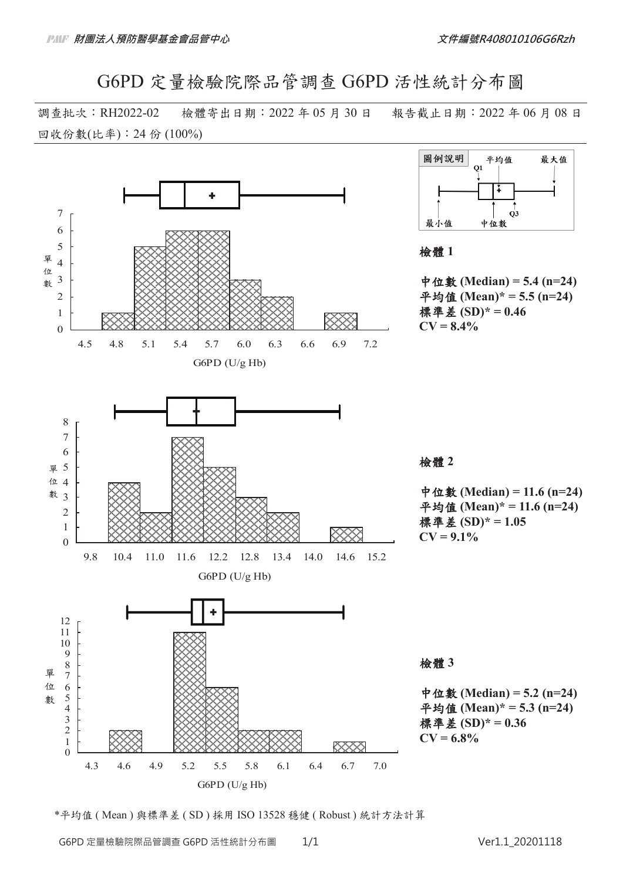# G6PD 定量檢驗院際品管調查 G6PD 活性統計分布圖

調查批次：RH2022-02　　檢體寄出日期：2022 年 05 月 30 日　　報告截止日期：2022 年 06 月 08 日

回收份數(比率)：24 份 (100%)

圖例說明：最小值、Q1、中位數、平均值、Q3、最大值

**檢體 1**

**中位數 (Median) = 5.4 (n=24)**
**平均值 (Mean)* = 5.5 (n=24)**
**標準差 (SD)* = 0.46**
**CV = 8.4%**

**檢體 2**

**中位數 (Median) = 11.6 (n=24)**
**平均值 (Mean)* = 11.6 (n=24)**
**標準差 (SD)* = 1.05**
**CV = 9.1%**

**檢體 3**

**中位數 (Median) = 5.2 (n=24)**
**平均值 (Mean)* = 5.3 (n=24)**
**標準差 (SD)* = 0.36**
**CV = 6.8%**

*平均值 ( Mean ) 與標準差 ( SD ) 採用 ISO 13528 穩健 ( Robust ) 統計方法計算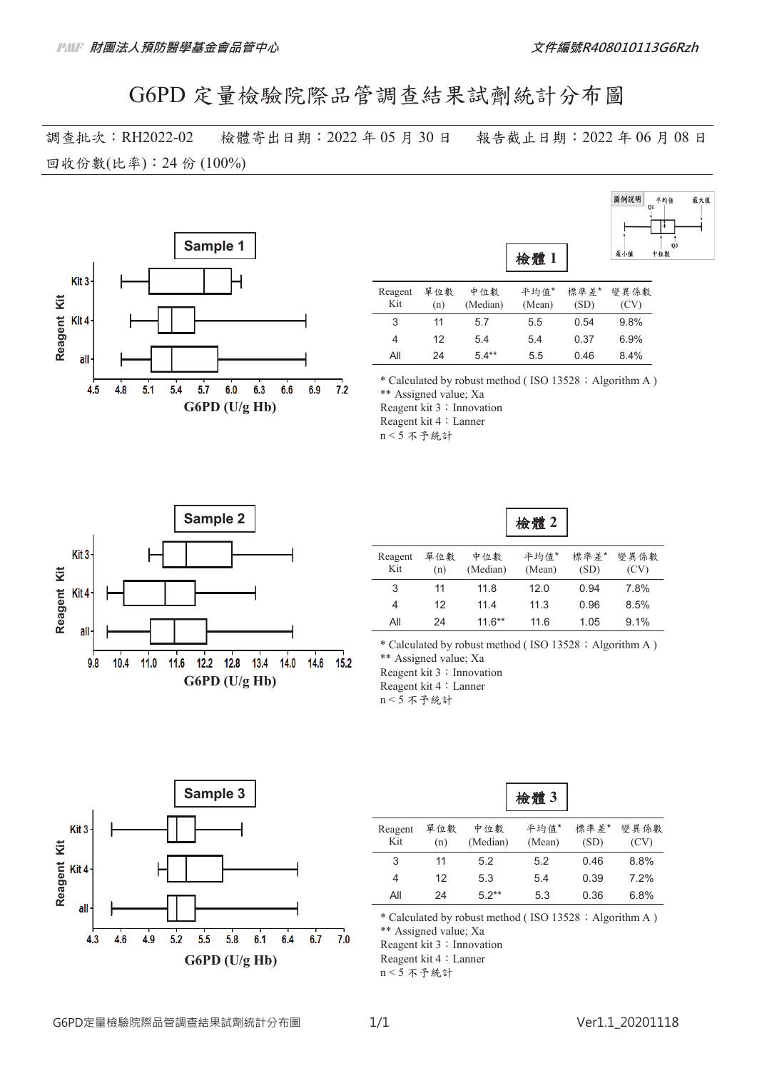# G6PD 定量檢驗院際品管調查結果試劑統計分布圖

調查批次：RH2022-02　　檢體寄出日期：2022 年 05 月 30 日　　報告截止日期：2022 年 06 月 08 日

回收份數(比率)：24 份 (100%)

圖例說明：平均值、最大值、Q1、Q3、最小值、中位數

## 檢體 1

| Reagent Kit | 單位數 (n) | 中位數 (Median) | 平均值* (Mean) | 標準差* (SD) | 變異係數 (CV) |
|---|---|---|---|---|---|
| 3 | 11 | 5.7 | 5.5 | 0.54 | 9.8% |
| 4 | 12 | 5.4 | 5.4 | 0.37 | 6.9% |
| All | 24 | 5.4** | 5.5 | 0.46 | 8.4% |

\* Calculated by robust method ( ISO 13528；Algorithm A )
\** Assigned value; Xa
Reagent kit 3：Innovation
Reagent kit 4：Lanner
n < 5 不予統計

## 檢體 2

| Reagent Kit | 單位數 (n) | 中位數 (Median) | 平均值* (Mean) | 標準差* (SD) | 變異係數 (CV) |
|---|---|---|---|---|---|
| 3 | 11 | 11.8 | 12.0 | 0.94 | 7.8% |
| 4 | 12 | 11.4 | 11.3 | 0.96 | 8.5% |
| All | 24 | 11.6** | 11.6 | 1.05 | 9.1% |

\* Calculated by robust method ( ISO 13528；Algorithm A )
\** Assigned value; Xa
Reagent kit 3：Innovation
Reagent kit 4：Lanner
n < 5 不予統計

## 檢體 3

| Reagent Kit | 單位數 (n) | 中位數 (Median) | 平均值* (Mean) | 標準差* (SD) | 變異係數 (CV) |
|---|---|---|---|---|---|
| 3 | 11 | 5.2 | 5.2 | 0.46 | 8.8% |
| 4 | 12 | 5.3 | 5.4 | 0.39 | 7.2% |
| All | 24 | 5.2** | 5.3 | 0.36 | 6.8% |

\* Calculated by robust method ( ISO 13528；Algorithm A )
\** Assigned value; Xa
Reagent kit 3：Innovation
Reagent kit 4：Lanner
n < 5 不予統計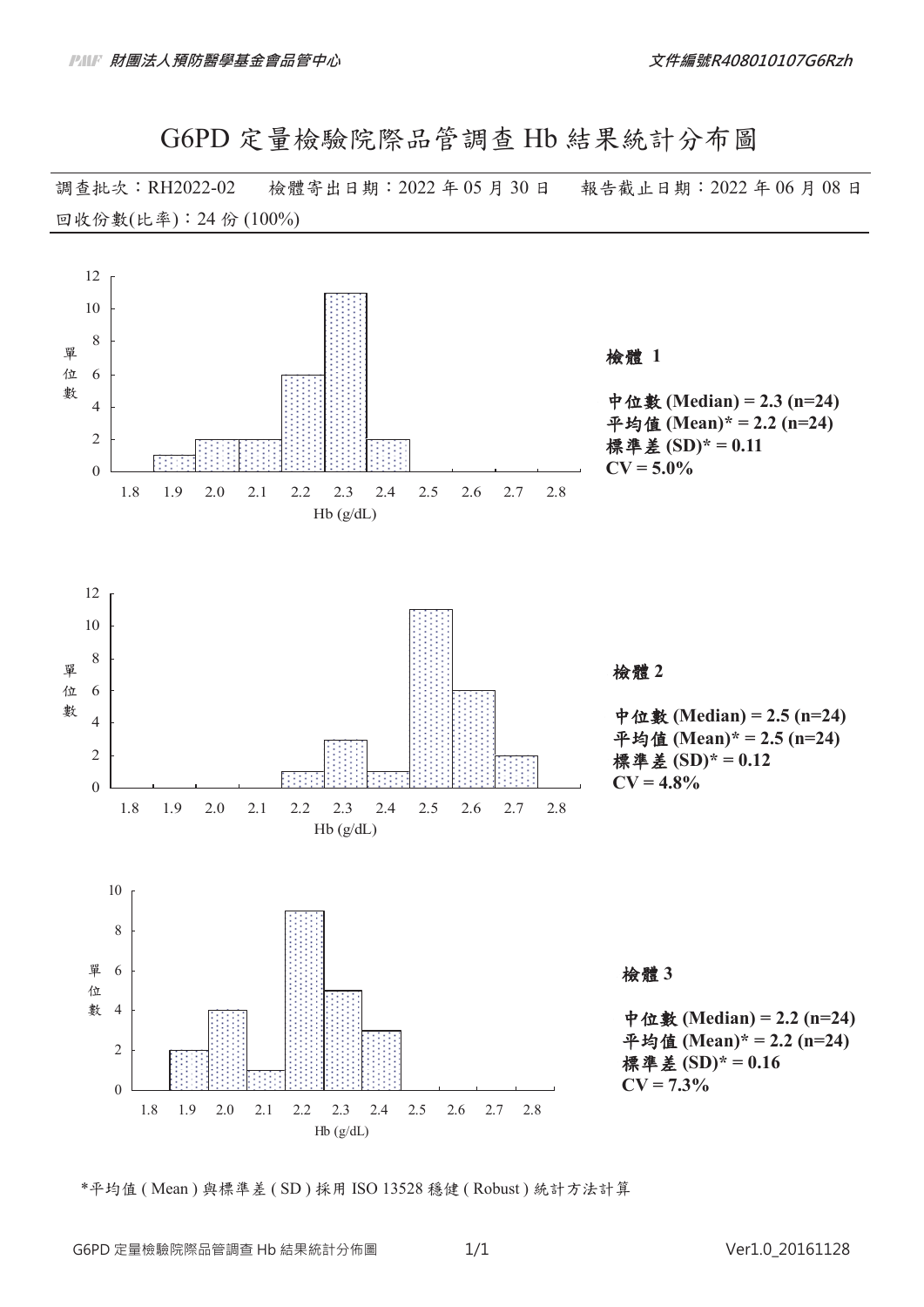# G6PD 定量檢驗院際品管調查 Hb 結果統計分布圖

調查批次：RH2022-02　　檢體寄出日期：2022 年 05 月 30 日　　報告截止日期：2022 年 06 月 08 日

回收份數(比率)：24 份 (100%)

12
10
8
6
4
2
0

單位數

1.8 1.9 2.0 2.1 2.2 2.3 2.4 2.5 2.6 2.7 2.8

Hb (g/dL)

**檢體 1**

**中位數 (Median) = 2.3 (n=24)**
**平均值 (Mean)* = 2.2 (n=24)**
**標準差 (SD)* = 0.11**
**CV = 5.0%**

12
10
8
6
4
2
0

單位數

1.8 1.9 2.0 2.1 2.2 2.3 2.4 2.5 2.6 2.7 2.8

Hb (g/dL)

**檢體 2**

**中位數 (Median) = 2.5 (n=24)**
**平均值 (Mean)* = 2.5 (n=24)**
**標準差 (SD)* = 0.12**
**CV = 4.8%**

10
8
6
4
2
0

單位數

1.8 1.9 2.0 2.1 2.2 2.3 2.4 2.5 2.6 2.7 2.8

Hb (g/dL)

**檢體 3**

**中位數 (Median) = 2.2 (n=24)**
**平均值 (Mean)* = 2.2 (n=24)**
**標準差 (SD)* = 0.16**
**CV = 7.3%**

*平均值 ( Mean ) 與標準差 ( SD ) 採用 ISO 13528 穩健 ( Robust ) 統計方法計算